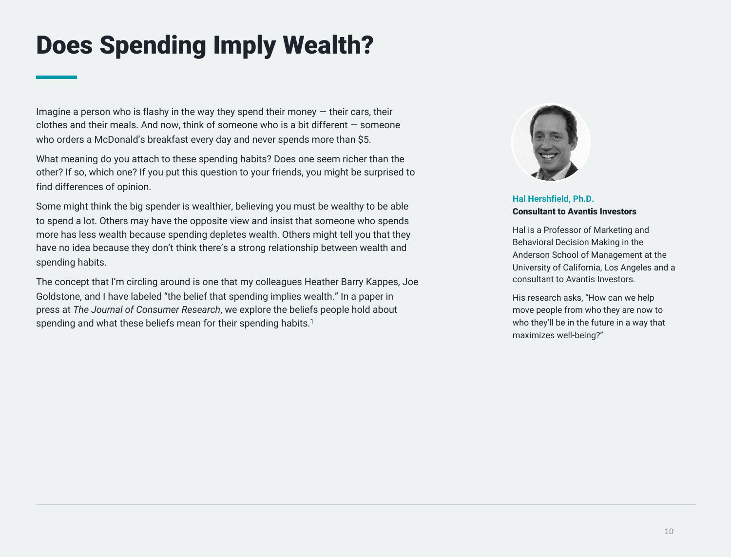# Does Spending Imply Wealth?

Imagine a person who is flashy in the way they spend their money — their cars, their clothes and their meals. And now, think of someone who is a bit different — someone who orders a McDonald's breakfast every day and never spends more than $5.

What meaning do you attach to these spending habits? Does one seem richer than the other? If so, which one? If you put this question to your friends, you might be surprised to find differences of opinion.

Some might think the big spender is wealthier, believing you must be wealthy to be able to spend a lot. Others may have the opposite view and insist that someone who spends more has less wealth because spending depletes wealth. Others might tell you that they have no idea because they don't think there's a strong relationship between wealth and spending habits.

The concept that I'm circling around is one that my colleagues Heather Barry Kappes, Joe Goldstone, and I have labeled "the belief that spending implies wealth." In a paper in press at *The Journal of Consumer Research*, we explore the beliefs people hold about spending and what these beliefs mean for their spending habits.[1]

**Hal Hershfield, Ph.D.**
**Consultant to Avantis Investors**

Hal is a Professor of Marketing and Behavioral Decision Making in the Anderson School of Management at the University of California, Los Angeles and a consultant to Avantis Investors.

His research asks, "How can we help move people from who they are now to who they'll be in the future in a way that maximizes well-being?"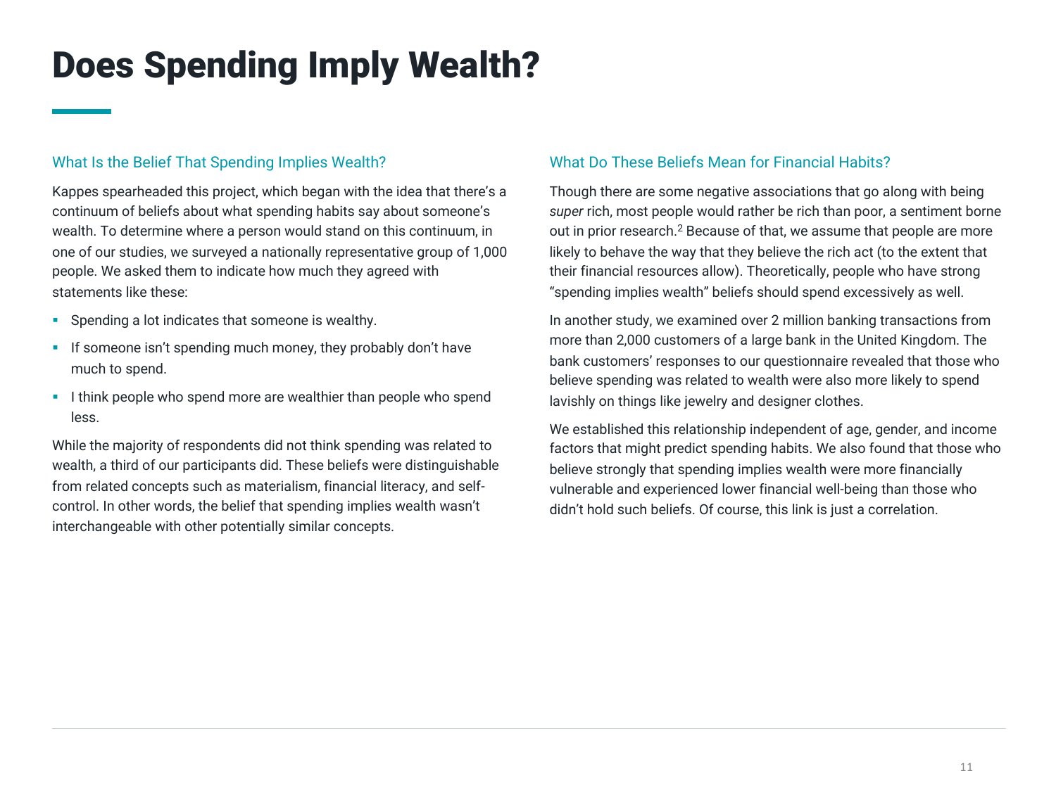# Does Spending Imply Wealth?

## What Is the Belief That Spending Implies Wealth?

Kappes spearheaded this project, which began with the idea that there's a continuum of beliefs about what spending habits say about someone's wealth. To determine where a person would stand on this continuum, in one of our studies, we surveyed a nationally representative group of 1,000 people. We asked them to indicate how much they agreed with statements like these:

- Spending a lot indicates that someone is wealthy.
- If someone isn't spending much money, they probably don't have much to spend.
- I think people who spend more are wealthier than people who spend less.

While the majority of respondents did not think spending was related to wealth, a third of our participants did. These beliefs were distinguishable from related concepts such as materialism, financial literacy, and self-control. In other words, the belief that spending implies wealth wasn't interchangeable with other potentially similar concepts.

## What Do These Beliefs Mean for Financial Habits?

Though there are some negative associations that go along with being *super* rich, most people would rather be rich than poor, a sentiment borne out in prior research.[2] Because of that, we assume that people are more likely to behave the way that they believe the rich act (to the extent that their financial resources allow). Theoretically, people who have strong "spending implies wealth" beliefs should spend excessively as well.

In another study, we examined over 2 million banking transactions from more than 2,000 customers of a large bank in the United Kingdom. The bank customers' responses to our questionnaire revealed that those who believe spending was related to wealth were also more likely to spend lavishly on things like jewelry and designer clothes.

We established this relationship independent of age, gender, and income factors that might predict spending habits. We also found that those who believe strongly that spending implies wealth were more financially vulnerable and experienced lower financial well-being than those who didn't hold such beliefs. Of course, this link is just a correlation.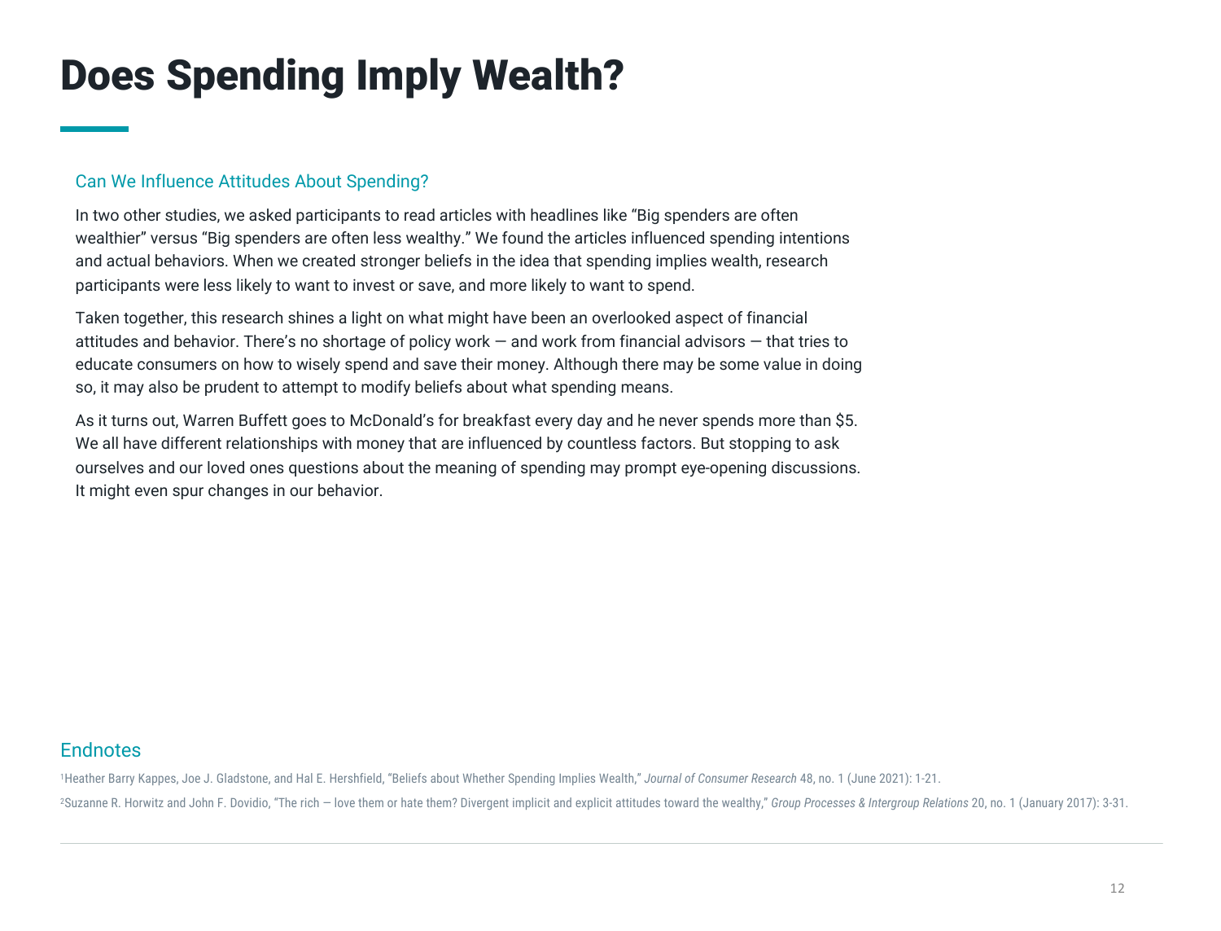# Does Spending Imply Wealth?

## Can We Influence Attitudes About Spending?

In two other studies, we asked participants to read articles with headlines like "Big spenders are often wealthier" versus "Big spenders are often less wealthy." We found the articles influenced spending intentions and actual behaviors. When we created stronger beliefs in the idea that spending implies wealth, research participants were less likely to want to invest or save, and more likely to want to spend.

Taken together, this research shines a light on what might have been an overlooked aspect of financial attitudes and behavior. There's no shortage of policy work — and work from financial advisors — that tries to educate consumers on how to wisely spend and save their money. Although there may be some value in doing so, it may also be prudent to attempt to modify beliefs about what spending means.

As it turns out, Warren Buffett goes to McDonald's for breakfast every day and he never spends more than $5. We all have different relationships with money that are influenced by countless factors. But stopping to ask ourselves and our loved ones questions about the meaning of spending may prompt eye-opening discussions. It might even spur changes in our behavior.

## Endnotes

[1] Heather Barry Kappes, Joe J. Gladstone, and Hal E. Hershfield, "Beliefs about Whether Spending Implies Wealth," *Journal of Consumer Research* 48, no. 1 (June 2021): 1-21.

[2] Suzanne R. Horwitz and John F. Dovidio, "The rich — love them or hate them? Divergent implicit and explicit attitudes toward the wealthy," *Group Processes & Intergroup Relations* 20, no. 1 (January 2017): 3-31.